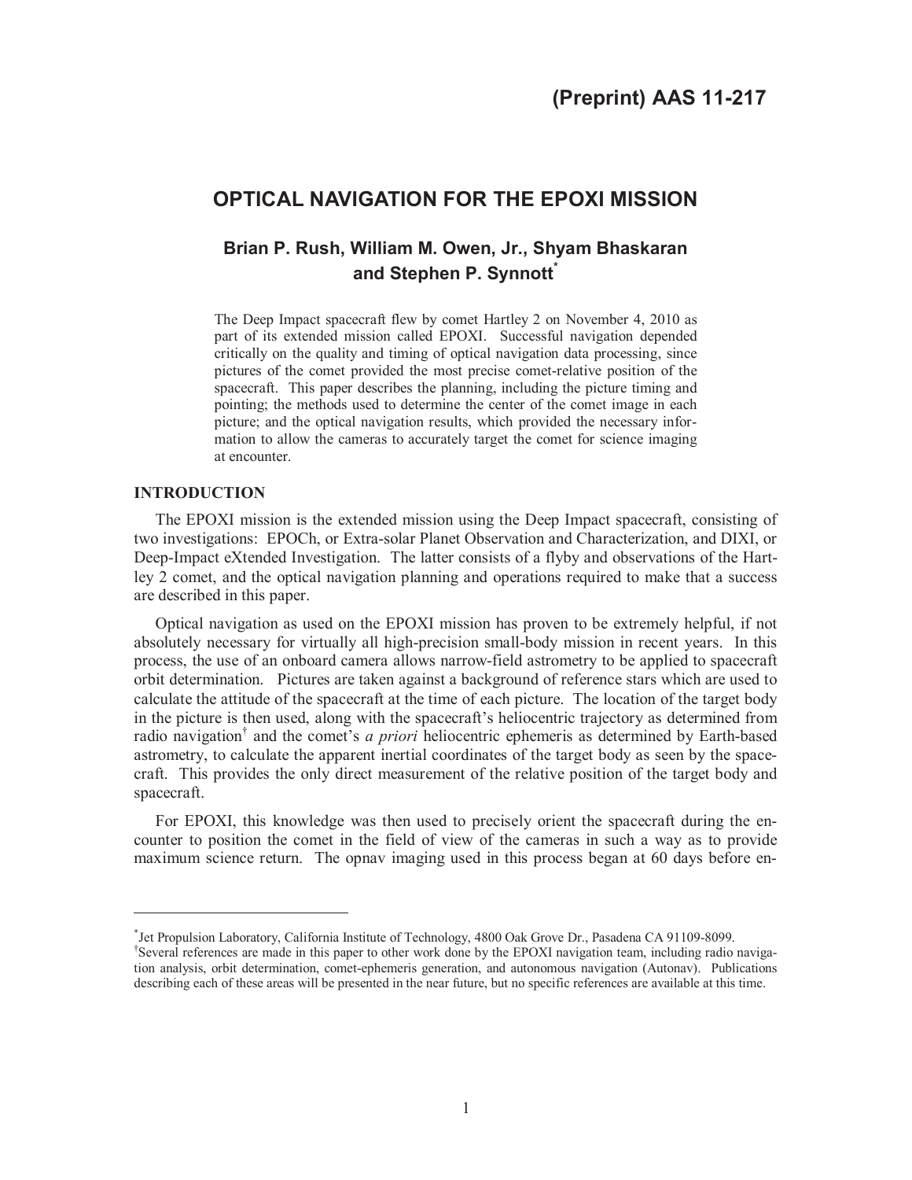**(Preprint) AAS 11-217**

# OPTICAL NAVIGATION FOR THE EPOXI MISSION

**Brian P. Rush, William M. Owen, Jr., Shyam Bhaskaran and Stephen P. Synnott[*]**

The Deep Impact spacecraft flew by comet Hartley 2 on November 4, 2010 as part of its extended mission called EPOXI. Successful navigation depended critically on the quality and timing of optical navigation data processing, since pictures of the comet provided the most precise comet-relative position of the spacecraft. This paper describes the planning, including the picture timing and pointing; the methods used to determine the center of the comet image in each picture; and the optical navigation results, which provided the necessary information to allow the cameras to accurately target the comet for science imaging at encounter.

## INTRODUCTION

The EPOXI mission is the extended mission using the Deep Impact spacecraft, consisting of two investigations: EPOCh, or Extra-solar Planet Observation and Characterization, and DIXI, or Deep-Impact eXtended Investigation. The latter consists of a flyby and observations of the Hartley 2 comet, and the optical navigation planning and operations required to make that a success are described in this paper.

Optical navigation as used on the EPOXI mission has proven to be extremely helpful, if not absolutely necessary for virtually all high-precision small-body mission in recent years. In this process, the use of an onboard camera allows narrow-field astrometry to be applied to spacecraft orbit determination. Pictures are taken against a background of reference stars which are used to calculate the attitude of the spacecraft at the time of each picture. The location of the target body in the picture is then used, along with the spacecraft's heliocentric trajectory as determined from radio navigation[†] and the comet's *a priori* heliocentric ephemeris as determined by Earth-based astrometry, to calculate the apparent inertial coordinates of the target body as seen by the spacecraft. This provides the only direct measurement of the relative position of the target body and spacecraft.

For EPOXI, this knowledge was then used to precisely orient the spacecraft during the encounter to position the comet in the field of view of the cameras in such a way as to provide maximum science return. The opnav imaging used in this process began at 60 days before en-

---

[*] Jet Propulsion Laboratory, California Institute of Technology, 4800 Oak Grove Dr., Pasadena CA 91109-8099.

[†] Several references are made in this paper to other work done by the EPOXI navigation team, including radio navigation analysis, orbit determination, comet-ephemeris generation, and autonomous navigation (Autonav). Publications describing each of these areas will be presented in the near future, but no specific references are available at this time.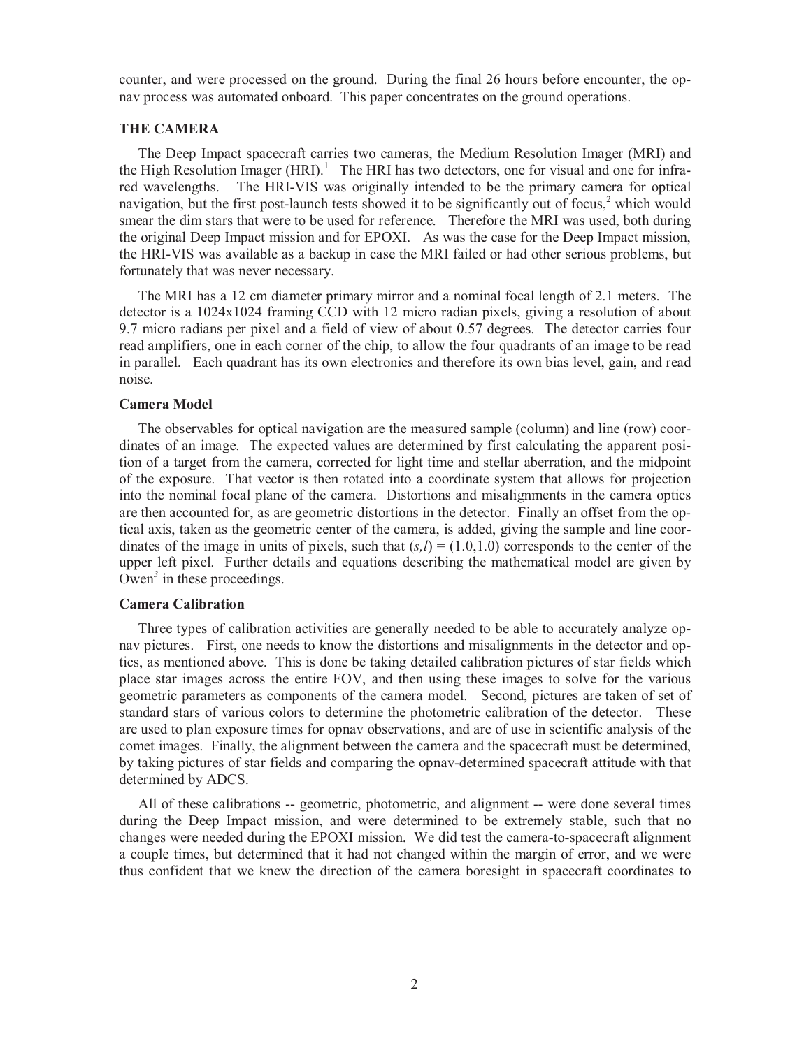counter, and were processed on the ground. During the final 26 hours before encounter, the opnav process was automated onboard. This paper concentrates on the ground operations.

## THE CAMERA

The Deep Impact spacecraft carries two cameras, the Medium Resolution Imager (MRI) and the High Resolution Imager (HRI).[1] The HRI has two detectors, one for visual and one for infrared wavelengths. The HRI-VIS was originally intended to be the primary camera for optical navigation, but the first post-launch tests showed it to be significantly out of focus,[2] which would smear the dim stars that were to be used for reference. Therefore the MRI was used, both during the original Deep Impact mission and for EPOXI. As was the case for the Deep Impact mission, the HRI-VIS was available as a backup in case the MRI failed or had other serious problems, but fortunately that was never necessary.

The MRI has a 12 cm diameter primary mirror and a nominal focal length of 2.1 meters. The detector is a 1024x1024 framing CCD with 12 micro radian pixels, giving a resolution of about 9.7 micro radians per pixel and a field of view of about 0.57 degrees. The detector carries four read amplifiers, one in each corner of the chip, to allow the four quadrants of an image to be read in parallel. Each quadrant has its own electronics and therefore its own bias level, gain, and read noise.

### Camera Model

The observables for optical navigation are the measured sample (column) and line (row) coordinates of an image. The expected values are determined by first calculating the apparent position of a target from the camera, corrected for light time and stellar aberration, and the midpoint of the exposure. That vector is then rotated into a coordinate system that allows for projection into the nominal focal plane of the camera. Distortions and misalignments in the camera optics are then accounted for, as are geometric distortions in the detector. Finally an offset from the optical axis, taken as the geometric center of the camera, is added, giving the sample and line coordinates of the image in units of pixels, such that $(s,l) = (1.0,1.0)$ corresponds to the center of the upper left pixel. Further details and equations describing the mathematical model are given by Owen[3] in these proceedings.

### Camera Calibration

Three types of calibration activities are generally needed to be able to accurately analyze opnav pictures. First, one needs to know the distortions and misalignments in the detector and optics, as mentioned above. This is done be taking detailed calibration pictures of star fields which place star images across the entire FOV, and then using these images to solve for the various geometric parameters as components of the camera model. Second, pictures are taken of set of standard stars of various colors to determine the photometric calibration of the detector. These are used to plan exposure times for opnav observations, and are of use in scientific analysis of the comet images. Finally, the alignment between the camera and the spacecraft must be determined, by taking pictures of star fields and comparing the opnav-determined spacecraft attitude with that determined by ADCS.

All of these calibrations -- geometric, photometric, and alignment -- were done several times during the Deep Impact mission, and were determined to be extremely stable, such that no changes were needed during the EPOXI mission. We did test the camera-to-spacecraft alignment a couple times, but determined that it had not changed within the margin of error, and we were thus confident that we knew the direction of the camera boresight in spacecraft coordinates to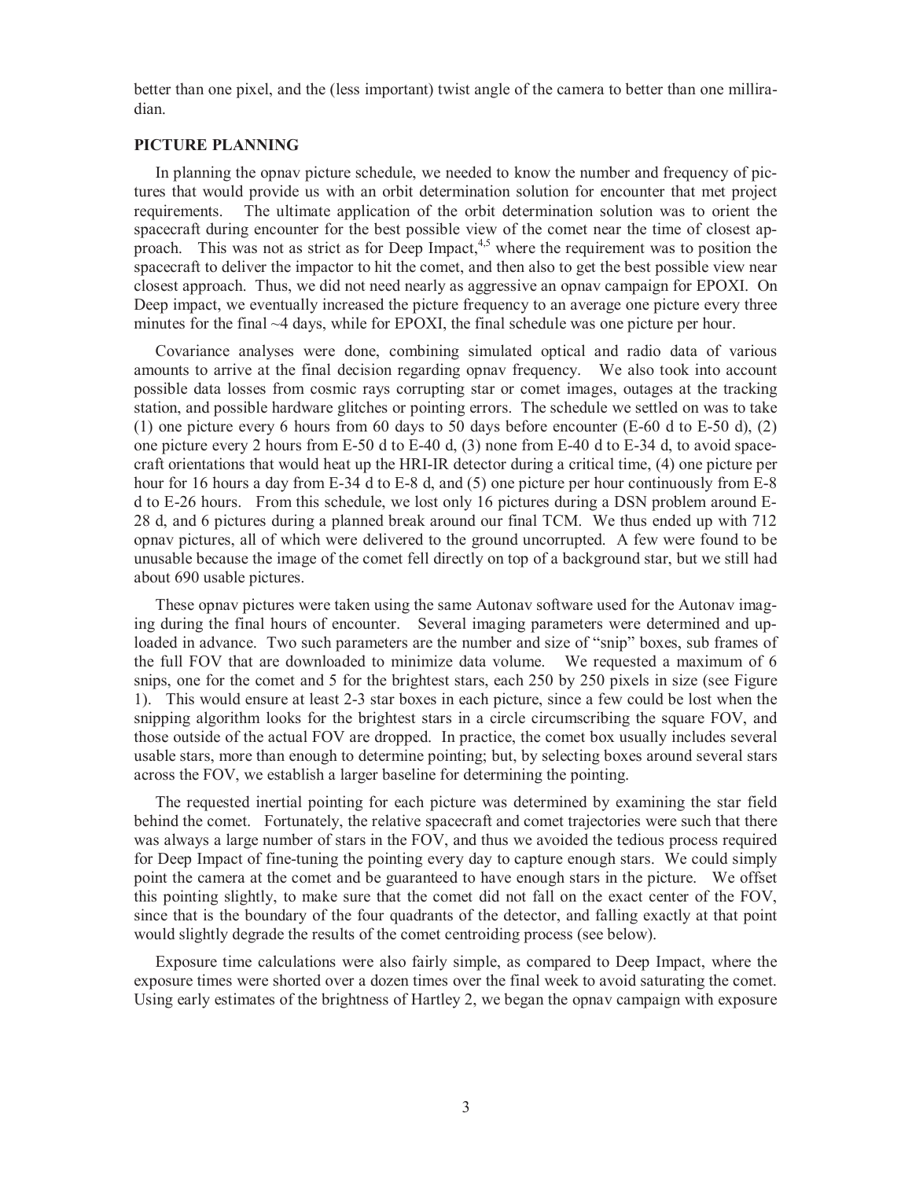better than one pixel, and the (less important) twist angle of the camera to better than one milliradian.

## PICTURE PLANNING

In planning the opnav picture schedule, we needed to know the number and frequency of pictures that would provide us with an orbit determination solution for encounter that met project requirements. The ultimate application of the orbit determination solution was to orient the spacecraft during encounter for the best possible view of the comet near the time of closest approach. This was not as strict as for Deep Impact,[4,5] where the requirement was to position the spacecraft to deliver the impactor to hit the comet, and then also to get the best possible view near closest approach. Thus, we did not need nearly as aggressive an opnav campaign for EPOXI. On Deep impact, we eventually increased the picture frequency to an average one picture every three minutes for the final ~4 days, while for EPOXI, the final schedule was one picture per hour.

Covariance analyses were done, combining simulated optical and radio data of various amounts to arrive at the final decision regarding opnav frequency. We also took into account possible data losses from cosmic rays corrupting star or comet images, outages at the tracking station, and possible hardware glitches or pointing errors. The schedule we settled on was to take (1) one picture every 6 hours from 60 days to 50 days before encounter (E-60 d to E-50 d), (2) one picture every 2 hours from E-50 d to E-40 d, (3) none from E-40 d to E-34 d, to avoid spacecraft orientations that would heat up the HRI-IR detector during a critical time, (4) one picture per hour for 16 hours a day from E-34 d to E-8 d, and (5) one picture per hour continuously from E-8 d to E-26 hours. From this schedule, we lost only 16 pictures during a DSN problem around E-28 d, and 6 pictures during a planned break around our final TCM. We thus ended up with 712 opnav pictures, all of which were delivered to the ground uncorrupted. A few were found to be unusable because the image of the comet fell directly on top of a background star, but we still had about 690 usable pictures.

These opnav pictures were taken using the same Autonav software used for the Autonav imaging during the final hours of encounter. Several imaging parameters were determined and uploaded in advance. Two such parameters are the number and size of "snip" boxes, sub frames of the full FOV that are downloaded to minimize data volume. We requested a maximum of 6 snips, one for the comet and 5 for the brightest stars, each 250 by 250 pixels in size (see Figure 1). This would ensure at least 2-3 star boxes in each picture, since a few could be lost when the snipping algorithm looks for the brightest stars in a circle circumscribing the square FOV, and those outside of the actual FOV are dropped. In practice, the comet box usually includes several usable stars, more than enough to determine pointing; but, by selecting boxes around several stars across the FOV, we establish a larger baseline for determining the pointing.

The requested inertial pointing for each picture was determined by examining the star field behind the comet. Fortunately, the relative spacecraft and comet trajectories were such that there was always a large number of stars in the FOV, and thus we avoided the tedious process required for Deep Impact of fine-tuning the pointing every day to capture enough stars. We could simply point the camera at the comet and be guaranteed to have enough stars in the picture. We offset this pointing slightly, to make sure that the comet did not fall on the exact center of the FOV, since that is the boundary of the four quadrants of the detector, and falling exactly at that point would slightly degrade the results of the comet centroiding process (see below).

Exposure time calculations were also fairly simple, as compared to Deep Impact, where the exposure times were shorted over a dozen times over the final week to avoid saturating the comet. Using early estimates of the brightness of Hartley 2, we began the opnav campaign with exposure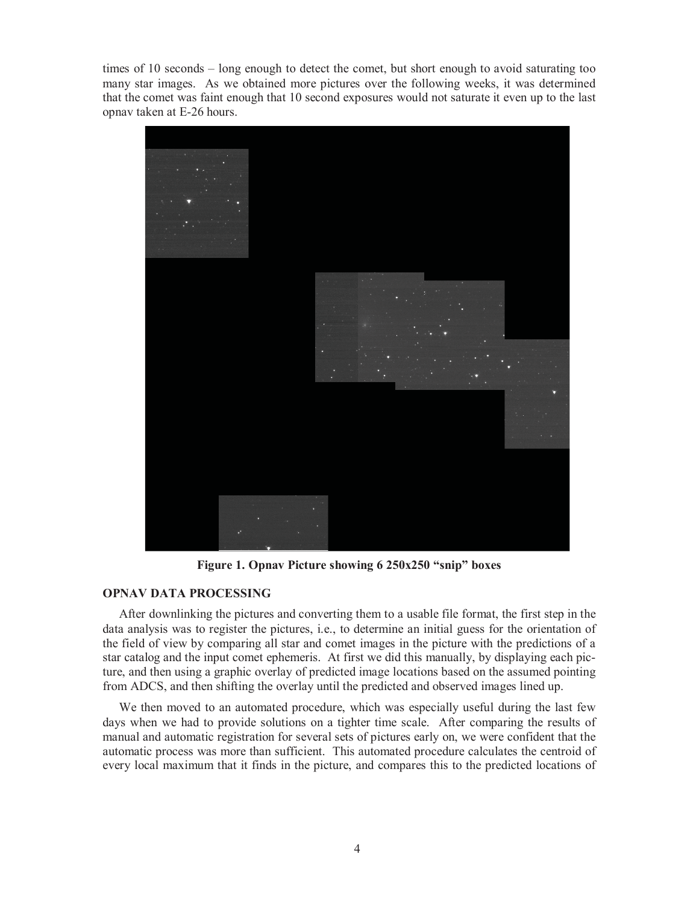times of 10 seconds – long enough to detect the comet, but short enough to avoid saturating too many star images. As we obtained more pictures over the following weeks, it was determined that the comet was faint enough that 10 second exposures would not saturate it even up to the last opnav taken at E-26 hours.

**Figure 1. Opnav Picture showing 6 250x250 "snip" boxes**

## OPNAV DATA PROCESSING

After downlinking the pictures and converting them to a usable file format, the first step in the data analysis was to register the pictures, i.e., to determine an initial guess for the orientation of the field of view by comparing all star and comet images in the picture with the predictions of a star catalog and the input comet ephemeris. At first we did this manually, by displaying each picture, and then using a graphic overlay of predicted image locations based on the assumed pointing from ADCS, and then shifting the overlay until the predicted and observed images lined up.

We then moved to an automated procedure, which was especially useful during the last few days when we had to provide solutions on a tighter time scale. After comparing the results of manual and automatic registration for several sets of pictures early on, we were confident that the automatic process was more than sufficient. This automated procedure calculates the centroid of every local maximum that it finds in the picture, and compares this to the predicted locations of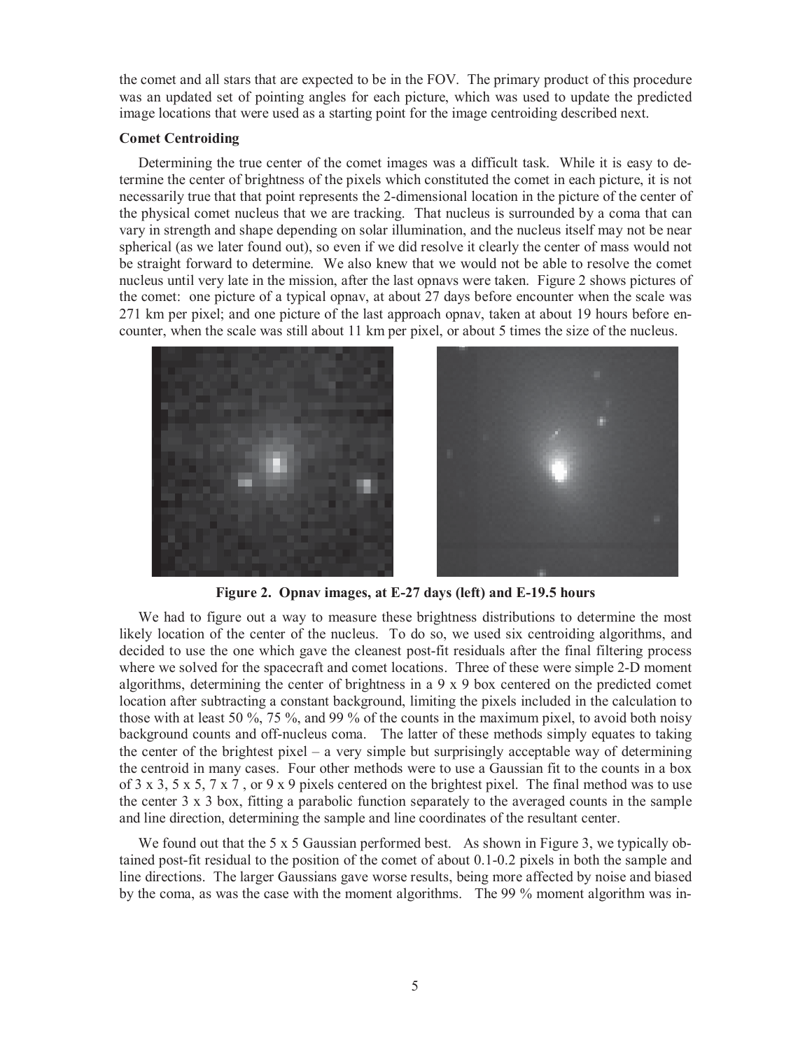the comet and all stars that are expected to be in the FOV. The primary product of this procedure was an updated set of pointing angles for each picture, which was used to update the predicted image locations that were used as a starting point for the image centroiding described next.

### Comet Centroiding

Determining the true center of the comet images was a difficult task. While it is easy to determine the center of brightness of the pixels which constituted the comet in each picture, it is not necessarily true that that point represents the 2-dimensional location in the picture of the center of the physical comet nucleus that we are tracking. That nucleus is surrounded by a coma that can vary in strength and shape depending on solar illumination, and the nucleus itself may not be near spherical (as we later found out), so even if we did resolve it clearly the center of mass would not be straight forward to determine. We also knew that we would not be able to resolve the comet nucleus until very late in the mission, after the last opnavs were taken. Figure 2 shows pictures of the comet: one picture of a typical opnav, at about 27 days before encounter when the scale was 271 km per pixel; and one picture of the last approach opnav, taken at about 19 hours before encounter, when the scale was still about 11 km per pixel, or about 5 times the size of the nucleus.

**Figure 2. Opnav images, at E-27 days (left) and E-19.5 hours**

We had to figure out a way to measure these brightness distributions to determine the most likely location of the center of the nucleus. To do so, we used six centroiding algorithms, and decided to use the one which gave the cleanest post-fit residuals after the final filtering process where we solved for the spacecraft and comet locations. Three of these were simple 2-D moment algorithms, determining the center of brightness in a 9 x 9 box centered on the predicted comet location after subtracting a constant background, limiting the pixels included in the calculation to those with at least 50 %, 75 %, and 99 % of the counts in the maximum pixel, to avoid both noisy background counts and off-nucleus coma. The latter of these methods simply equates to taking the center of the brightest pixel – a very simple but surprisingly acceptable way of determining the centroid in many cases. Four other methods were to use a Gaussian fit to the counts in a box of 3 x 3, 5 x 5, 7 x 7 , or 9 x 9 pixels centered on the brightest pixel. The final method was to use the center 3 x 3 box, fitting a parabolic function separately to the averaged counts in the sample and line direction, determining the sample and line coordinates of the resultant center.

We found out that the 5 x 5 Gaussian performed best. As shown in Figure 3, we typically obtained post-fit residual to the position of the comet of about 0.1-0.2 pixels in both the sample and line directions. The larger Gaussians gave worse results, being more affected by noise and biased by the coma, as was the case with the moment algorithms. The 99 % moment algorithm was in-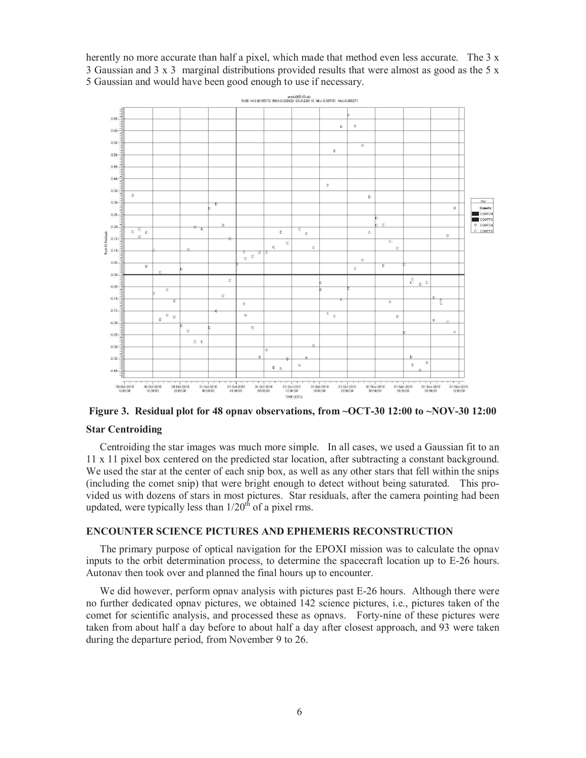herently no more accurate than half a pixel, which made that method even less accurate. The 3 x 3 Gaussian and 3 x 3 marginal distributions provided results that were almost as good as the 5 x 5 Gaussian and would have been good enough to use if necessary.

prox/t305-00.nlo
N=96 M=0.00165172 RMS=0.238123 SD=0.238116 Min=-0.397451 Max=0.666271

Post-fit Residuals

0.65
0.60
0.55
0.50
0.45
0.40
0.35
0.30
0.25
0.20
0.15
0.10
0.05
0.00
-0.05
-0.10
-0.15
-0.20
-0.25
-0.30
-0.35
-0.40

30-Oct-2010 12:00:00
30-Oct-2010 16:00:00
30-Oct-2010 20:00:00
31-Oct-2010 00:00:00
31-Oct-2010 04:00:00
31-Oct-2010 08:00:00
31-Oct-2010 12:00:00
31-Oct-2010 16:00:00
31-Oct-2010 20:00:00
01-Nov-2010 00:00:00
01-Nov-2010 04:00:00
01-Nov-2010 08:00:00
01-Nov-2010 12:00:00

TIME (UTC)

Key
Comets
COMTLN
COMTPX
D COMTLN
C COMTPX

**Figure 3. Residual plot for 48 opnav observations, from ~OCT-30 12:00 to ~NOV-30 12:00**

### Star Centroiding

Centroiding the star images was much more simple. In all cases, we used a Gaussian fit to an 11 x 11 pixel box centered on the predicted star location, after subtracting a constant background. We used the star at the center of each snip box, as well as any other stars that fell within the snips (including the comet snip) that were bright enough to detect without being saturated. This provided us with dozens of stars in most pictures. Star residuals, after the camera pointing had been updated, were typically less than $1/20^{th}$ of a pixel rms.

### ENCOUNTER SCIENCE PICTURES AND EPHEMERIS RECONSTRUCTION

The primary purpose of optical navigation for the EPOXI mission was to calculate the opnav inputs to the orbit determination process, to determine the spacecraft location up to E-26 hours. Autonav then took over and planned the final hours up to encounter.

We did however, perform opnav analysis with pictures past E-26 hours. Although there were no further dedicated opnav pictures, we obtained 142 science pictures, i.e., pictures taken of the comet for scientific analysis, and processed these as opnavs. Forty-nine of these pictures were taken from about half a day before to about half a day after closest approach, and 93 were taken during the departure period, from November 9 to 26.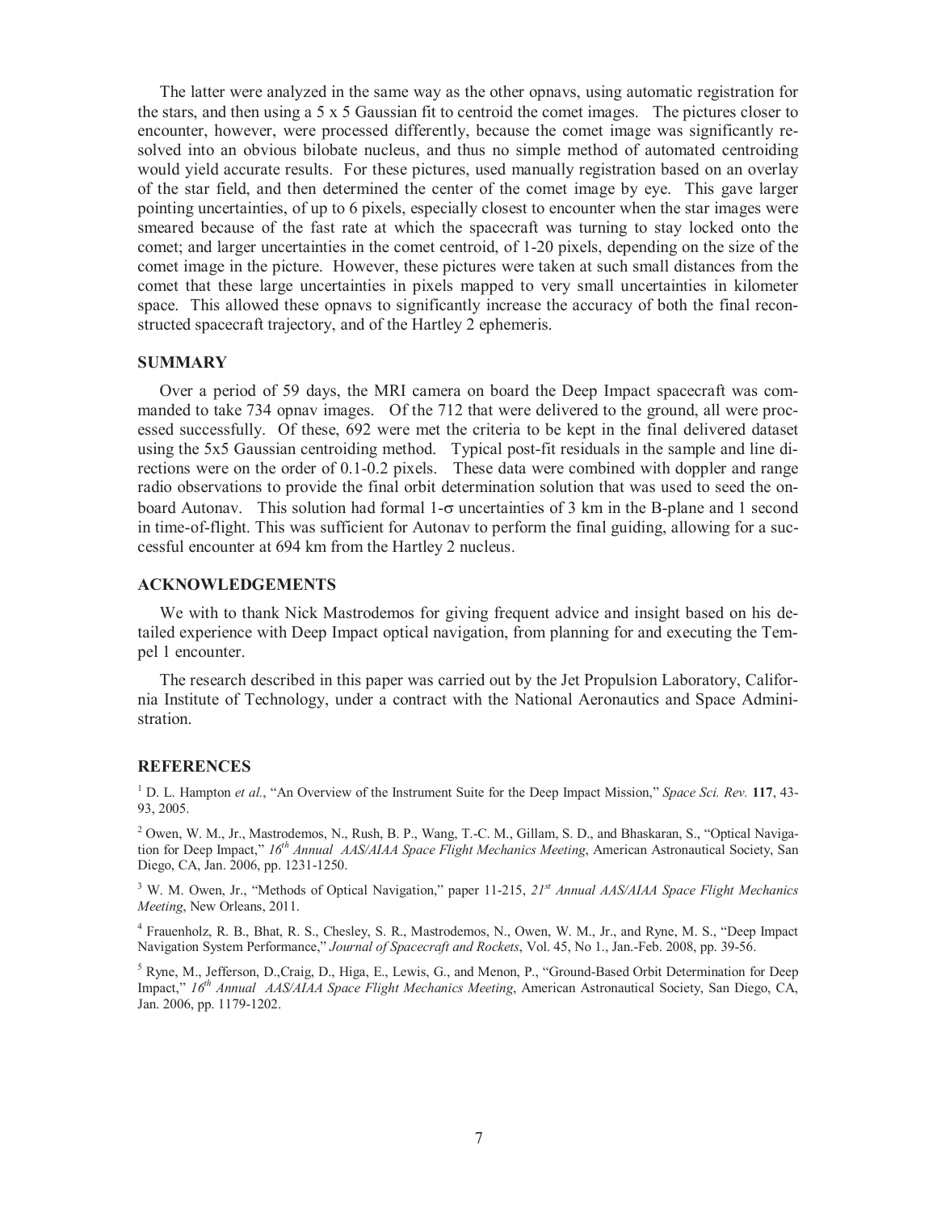The latter were analyzed in the same way as the other opnavs, using automatic registration for the stars, and then using a 5 x 5 Gaussian fit to centroid the comet images. The pictures closer to encounter, however, were processed differently, because the comet image was significantly resolved into an obvious bilobate nucleus, and thus no simple method of automated centroiding would yield accurate results. For these pictures, used manually registration based on an overlay of the star field, and then determined the center of the comet image by eye. This gave larger pointing uncertainties, of up to 6 pixels, especially closest to encounter when the star images were smeared because of the fast rate at which the spacecraft was turning to stay locked onto the comet; and larger uncertainties in the comet centroid, of 1-20 pixels, depending on the size of the comet image in the picture. However, these pictures were taken at such small distances from the comet that these large uncertainties in pixels mapped to very small uncertainties in kilometer space. This allowed these opnavs to significantly increase the accuracy of both the final reconstructed spacecraft trajectory, and of the Hartley 2 ephemeris.

## SUMMARY

Over a period of 59 days, the MRI camera on board the Deep Impact spacecraft was commanded to take 734 opnav images. Of the 712 that were delivered to the ground, all were processed successfully. Of these, 692 were met the criteria to be kept in the final delivered dataset using the 5x5 Gaussian centroiding method. Typical post-fit residuals in the sample and line directions were on the order of 0.1-0.2 pixels. These data were combined with doppler and range radio observations to provide the final orbit determination solution that was used to seed the onboard Autonav. This solution had formal 1-$\sigma$ uncertainties of 3 km in the B-plane and 1 second in time-of-flight. This was sufficient for Autonav to perform the final guiding, allowing for a successful encounter at 694 km from the Hartley 2 nucleus.

## ACKNOWLEDGEMENTS

We with to thank Nick Mastrodemos for giving frequent advice and insight based on his detailed experience with Deep Impact optical navigation, from planning for and executing the Tempel 1 encounter.

The research described in this paper was carried out by the Jet Propulsion Laboratory, California Institute of Technology, under a contract with the National Aeronautics and Space Administration.

## REFERENCES

[1] D. L. Hampton *et al.*, "An Overview of the Instrument Suite for the Deep Impact Mission," *Space Sci. Rev.* **117**, 43-93, 2005.

[2] Owen, W. M., Jr., Mastrodemos, N., Rush, B. P., Wang, T.-C. M., Gillam, S. D., and Bhaskaran, S., "Optical Navigation for Deep Impact," *16th Annual AAS/AIAA Space Flight Mechanics Meeting*, American Astronautical Society, San Diego, CA, Jan. 2006, pp. 1231-1250.

[3] W. M. Owen, Jr., "Methods of Optical Navigation," paper 11-215, *21st Annual AAS/AIAA Space Flight Mechanics Meeting*, New Orleans, 2011.

[4] Frauenholz, R. B., Bhat, R. S., Chesley, S. R., Mastrodemos, N., Owen, W. M., Jr., and Ryne, M. S., "Deep Impact Navigation System Performance," *Journal of Spacecraft and Rockets*, Vol. 45, No 1., Jan.-Feb. 2008, pp. 39-56.

[5] Ryne, M., Jefferson, D.,Craig, D., Higa, E., Lewis, G., and Menon, P., "Ground-Based Orbit Determination for Deep Impact," *16th Annual AAS/AIAA Space Flight Mechanics Meeting*, American Astronautical Society, San Diego, CA, Jan. 2006, pp. 1179-1202.